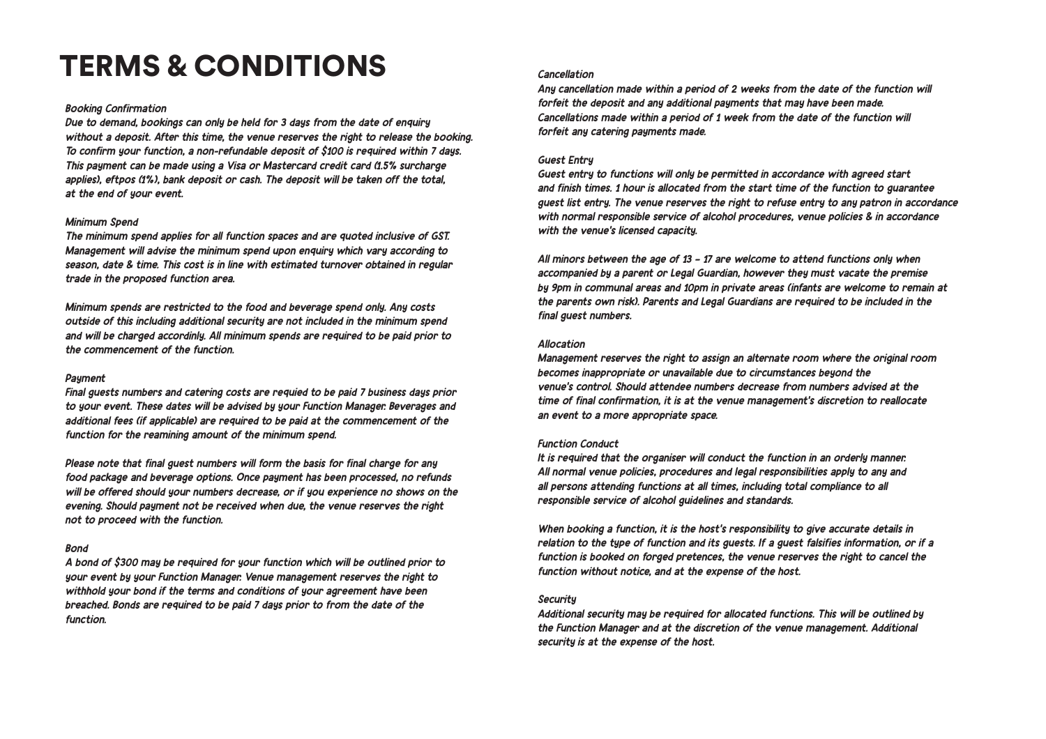# TERMS & CONDITIONS

*Booking Confirmation*

Due to demand, bookings can only be held for 3 days from the date of enquiry without a deposit. After this time, the venue reserves the right to release the booking. To confirm your function, a non-refundable deposit of $100 is required within 7 days. This payment can be made using a Visa or Mastercard credit card (1.5% surcharge applies), eftpos (1%), bank deposit or cash. The deposit will be taken off the total, at the end of your event.

*Minimum Spend*

The minimum spend applies for all function spaces and are quoted inclusive of GST. Management will advise the minimum spend upon enquiry which vary according to season, date & time. This cost is in line with estimated turnover obtained in regular trade in the proposed function area.

Minimum spends are restricted to the food and beverage spend only. Any costs outside of this including additional security are not included in the minimum spend and will be charged accordinly. All minimum spends are required to be paid prior to the commencement of the function.

*Payment*

Final guests numbers and catering costs are requied to be paid 7 business days prior to your event. These dates will be advised by your Function Manager. Beverages and additional fees (if applicable) are required to be paid at the commencement of the function for the reamining amount of the minimum spend.

Please note that final guest numbers will form the basis for final charge for any food package and beverage options. Once payment has been processed, no refunds will be offered should your numbers decrease, or if you experience no shows on the evening. Should payment not be received when due, the venue reserves the right not to proceed with the function.

*Bond*

A bond of $300 may be required for your function which will be outlined prior to your event by your Function Manager. Venue management reserves the right to withhold your bond if the terms and conditions of your agreement have been breached. Bonds are required to be paid 7 days prior to from the date of the function.

*Cancellation*

Any cancellation made within a period of 2 weeks from the date of the function will forfeit the deposit and any additional payments that may have been made. Cancellations made within a period of 1 week from the date of the function will forfeit any catering payments made.

*Guest Entry*

Guest entry to functions will only be permitted in accordance with agreed start and finish times. 1 hour is allocated from the start time of the function to guarantee guest list entry. The venue reserves the right to refuse entry to any patron in accordance with normal responsible service of alcohol procedures, venue policies & in accordance with the venue's licensed capacity.

All minors between the age of 13 - 17 are welcome to attend functions only when accompanied by a parent or Legal Guardian, however they must vacate the premise by 9pm in communal areas and 10pm in private areas (infants are welcome to remain at the parents own risk). Parents and Legal Guardians are required to be included in the final guest numbers.

*Allocation*

Management reserves the right to assign an alternate room where the original room becomes inappropriate or unavailable due to circumstances beyond the venue's control. Should attendee numbers decrease from numbers advised at the time of final confirmation, it is at the venue management's discretion to reallocate an event to a more appropriate space.

*Function Conduct*

It is required that the organiser will conduct the function in an orderly manner. All normal venue policies, procedures and legal responsibilities apply to any and all persons attending functions at all times, including total compliance to all responsible service of alcohol guidelines and standards.

When booking a function, it is the host's responsibility to give accurate details in relation to the type of function and its guests. If a guest falsifies information, or if a function is booked on forged pretences, the venue reserves the right to cancel the function without notice, and at the expense of the host.

*Security*

Additional security may be required for allocated functions. This will be outlined by the Function Manager and at the discretion of the venue management. Additional security is at the expense of the host.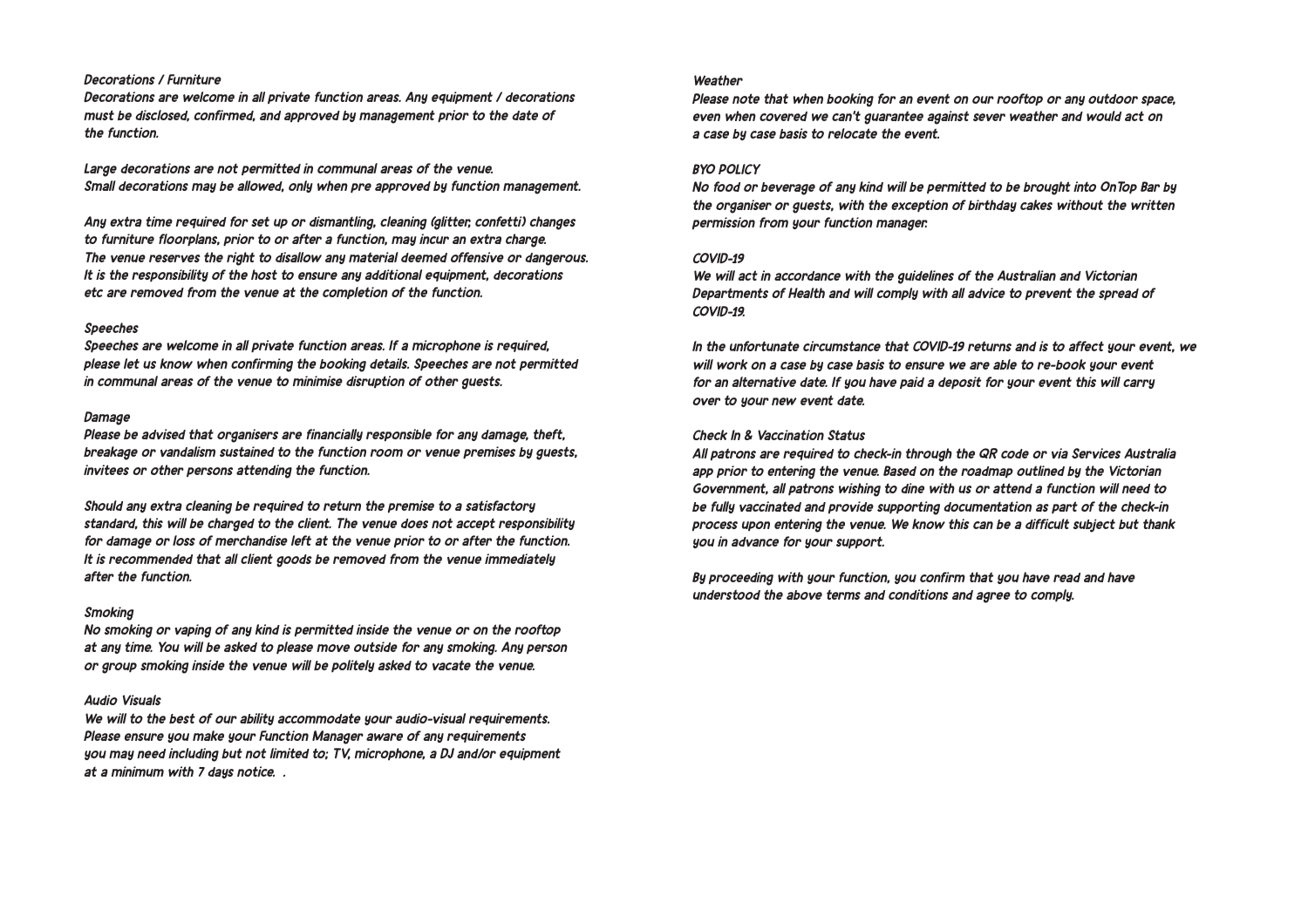### Decorations / Furniture

Decorations are welcome in all private function areas. Any equipment / decorations must be disclosed, confirmed, and approved by management prior to the date of the function.

Large decorations are not permitted in communal areas of the venue. Small decorations may be allowed, only when pre approved by function management.

Any extra time required for set up or dismantling, cleaning (glitter, confetti) changes to furniture floorplans, prior to or after a function, may incur an extra charge. The venue reserves the right to disallow any material deemed offensive or dangerous. It is the responsibility of the host to ensure any additional equipment, decorations etc are removed from the venue at the completion of the function.

### Speeches

Speeches are welcome in all private function areas. If a microphone is required, please let us know when confirming the booking details. Speeches are not permitted in communal areas of the venue to minimise disruption of other guests.

### Damage

Please be advised that organisers are financially responsible for any damage, theft, breakage or vandalism sustained to the function room or venue premises by guests, invitees or other persons attending the function.

Should any extra cleaning be required to return the premise to a satisfactory standard, this will be charged to the client. The venue does not accept responsibility for damage or loss of merchandise left at the venue prior to or after the function. It is recommended that all client goods be removed from the venue immediately after the function.

### Smoking

No smoking or vaping of any kind is permitted inside the venue or on the rooftop at any time. You will be asked to please move outside for any smoking. Any person or group smoking inside the venue will be politely asked to vacate the venue.

### Audio Visuals

We will to the best of our ability accommodate your audio-visual requirements. Please ensure you make your Function Manager aware of any requirements you may need including but not limited to; TV, microphone, a DJ and/or equipment at a minimum with 7 days notice. .

### Weather

Please note that when booking for an event on our rooftop or any outdoor space, even when covered we can't guarantee against sever weather and would act on a case by case basis to relocate the event.

### BYO POLICY

No food or beverage of any kind will be permitted to be brought into OnTop Bar by the organiser or guests, with the exception of birthday cakes without the written permission from your function manager.

### COVID-19

We will act in accordance with the guidelines of the Australian and Victorian Departments of Health and will comply with all advice to prevent the spread of COVID-19.

In the unfortunate circumstance that COVID-19 returns and is to affect your event, we will work on a case by case basis to ensure we are able to re-book your event for an alternative date. If you have paid a deposit for your event this will carry over to your new event date.

### Check In & Vaccination Status

All patrons are required to check-in through the QR code or via Services Australia app prior to entering the venue. Based on the roadmap outlined by the Victorian Government, all patrons wishing to dine with us or attend a function will need to be fully vaccinated and provide supporting documentation as part of the check-in process upon entering the venue. We know this can be a difficult subject but thank you in advance for your support.

By proceeding with your function, you confirm that you have read and have understood the above terms and conditions and agree to comply.